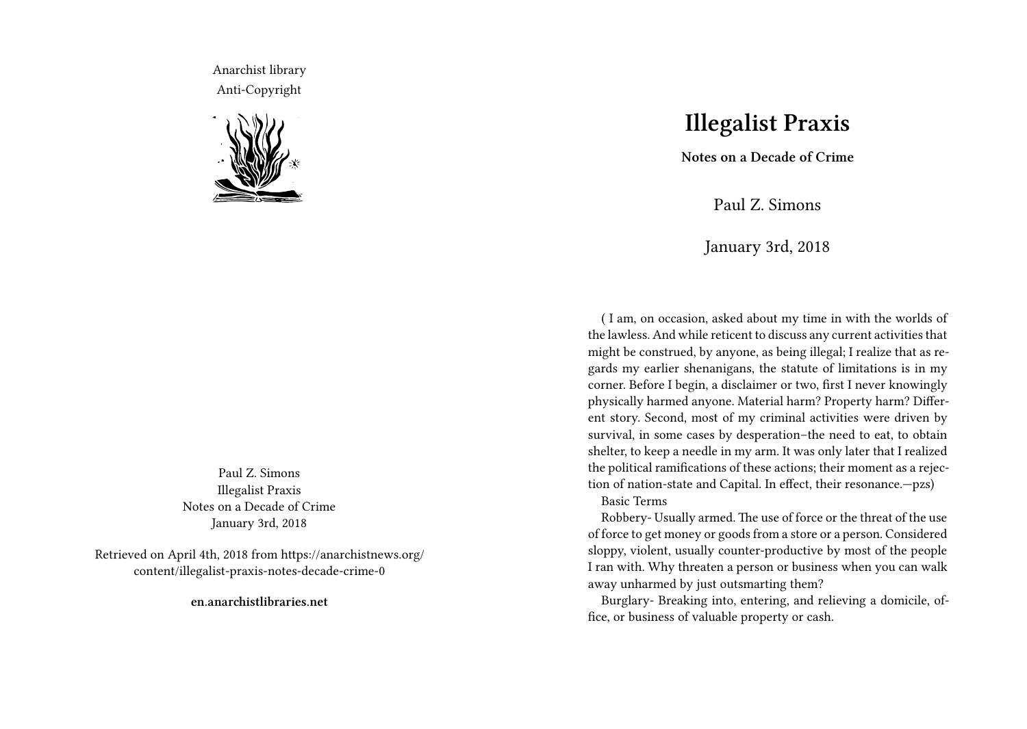Anarchist library
Anti-Copyright

Paul Z. Simons
Illegalist Praxis
Notes on a Decade of Crime
January 3rd, 2018

Retrieved on April 4th, 2018 from https://anarchistnews.org/content/illegalist-praxis-notes-decade-crime-0

**en.anarchistlibraries.net**

# Illegalist Praxis

**Notes on a Decade of Crime**

Paul Z. Simons

January 3rd, 2018

( I am, on occasion, asked about my time in with the worlds of the lawless. And while reticent to discuss any current activities that might be construed, by anyone, as being illegal; I realize that as regards my earlier shenanigans, the statute of limitations is in my corner. Before I begin, a disclaimer or two, first I never knowingly physically harmed anyone. Material harm? Property harm? Different story. Second, most of my criminal activities were driven by survival, in some cases by desperation–the need to eat, to obtain shelter, to keep a needle in my arm. It was only later that I realized the political ramifications of these actions; their moment as a rejection of nation-state and Capital. In effect, their resonance.—pzs)

Basic Terms

Robbery- Usually armed. The use of force or the threat of the use of force to get money or goods from a store or a person. Considered sloppy, violent, usually counter-productive by most of the people I ran with. Why threaten a person or business when you can walk away unharmed by just outsmarting them?

Burglary- Breaking into, entering, and relieving a domicile, office, or business of valuable property or cash.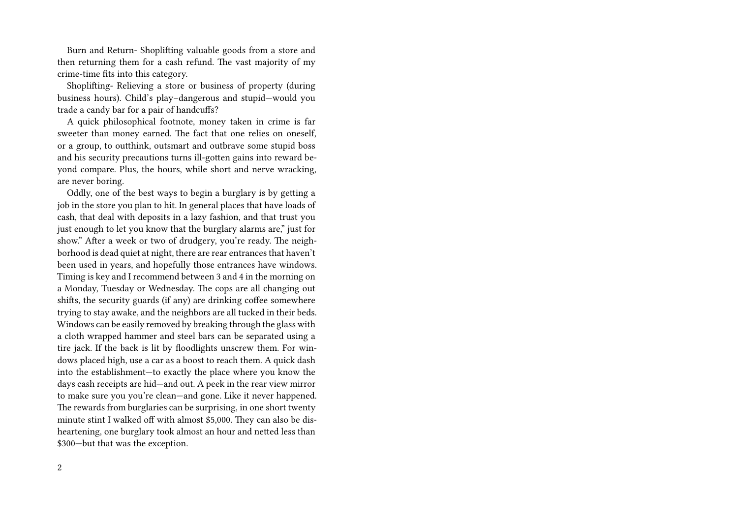Burn and Return- Shoplifting valuable goods from a store and then returning them for a cash refund. The vast majority of my crime-time fits into this category.

Shoplifting- Relieving a store or business of property (during business hours). Child's play–dangerous and stupid—would you trade a candy bar for a pair of handcuffs?

A quick philosophical footnote, money taken in crime is far sweeter than money earned. The fact that one relies on oneself, or a group, to outthink, outsmart and outbrave some stupid boss and his security precautions turns ill-gotten gains into reward beyond compare. Plus, the hours, while short and nerve wracking, are never boring.

Oddly, one of the best ways to begin a burglary is by getting a job in the store you plan to hit. In general places that have loads of cash, that deal with deposits in a lazy fashion, and that trust you just enough to let you know that the burglary alarms are," just for show." After a week or two of drudgery, you're ready. The neighborhood is dead quiet at night, there are rear entrances that haven't been used in years, and hopefully those entrances have windows. Timing is key and I recommend between 3 and 4 in the morning on a Monday, Tuesday or Wednesday. The cops are all changing out shifts, the security guards (if any) are drinking coffee somewhere trying to stay awake, and the neighbors are all tucked in their beds. Windows can be easily removed by breaking through the glass with a cloth wrapped hammer and steel bars can be separated using a tire jack. If the back is lit by floodlights unscrew them. For windows placed high, use a car as a boost to reach them. A quick dash into the establishment—to exactly the place where you know the days cash receipts are hid—and out. A peek in the rear view mirror to make sure you you're clean—and gone. Like it never happened. The rewards from burglaries can be surprising, in one short twenty minute stint I walked off with almost $5,000. They can also be disheartening, one burglary took almost an hour and netted less than $300—but that was the exception.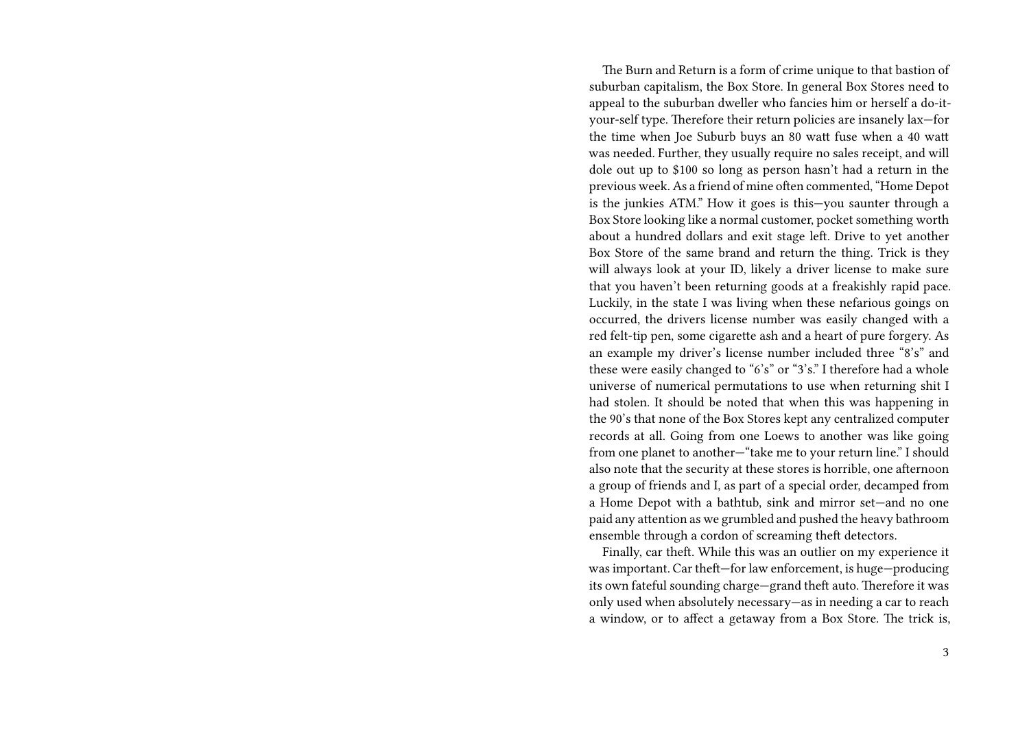The Burn and Return is a form of crime unique to that bastion of suburban capitalism, the Box Store. In general Box Stores need to appeal to the suburban dweller who fancies him or herself a do-it-your-self type. Therefore their return policies are insanely lax—for the time when Joe Suburb buys an 80 watt fuse when a 40 watt was needed. Further, they usually require no sales receipt, and will dole out up to $100 so long as person hasn't had a return in the previous week. As a friend of mine often commented, "Home Depot is the junkies ATM." How it goes is this—you saunter through a Box Store looking like a normal customer, pocket something worth about a hundred dollars and exit stage left. Drive to yet another Box Store of the same brand and return the thing. Trick is they will always look at your ID, likely a driver license to make sure that you haven't been returning goods at a freakishly rapid pace. Luckily, in the state I was living when these nefarious goings on occurred, the drivers license number was easily changed with a red felt-tip pen, some cigarette ash and a heart of pure forgery. As an example my driver's license number included three "8's" and these were easily changed to "6's" or "3's." I therefore had a whole universe of numerical permutations to use when returning shit I had stolen. It should be noted that when this was happening in the 90's that none of the Box Stores kept any centralized computer records at all. Going from one Loews to another was like going from one planet to another—"take me to your return line." I should also note that the security at these stores is horrible, one afternoon a group of friends and I, as part of a special order, decamped from a Home Depot with a bathtub, sink and mirror set—and no one paid any attention as we grumbled and pushed the heavy bathroom ensemble through a cordon of screaming theft detectors.

Finally, car theft. While this was an outlier on my experience it was important. Car theft—for law enforcement, is huge—producing its own fateful sounding charge—grand theft auto. Therefore it was only used when absolutely necessary—as in needing a car to reach a window, or to affect a getaway from a Box Store. The trick is,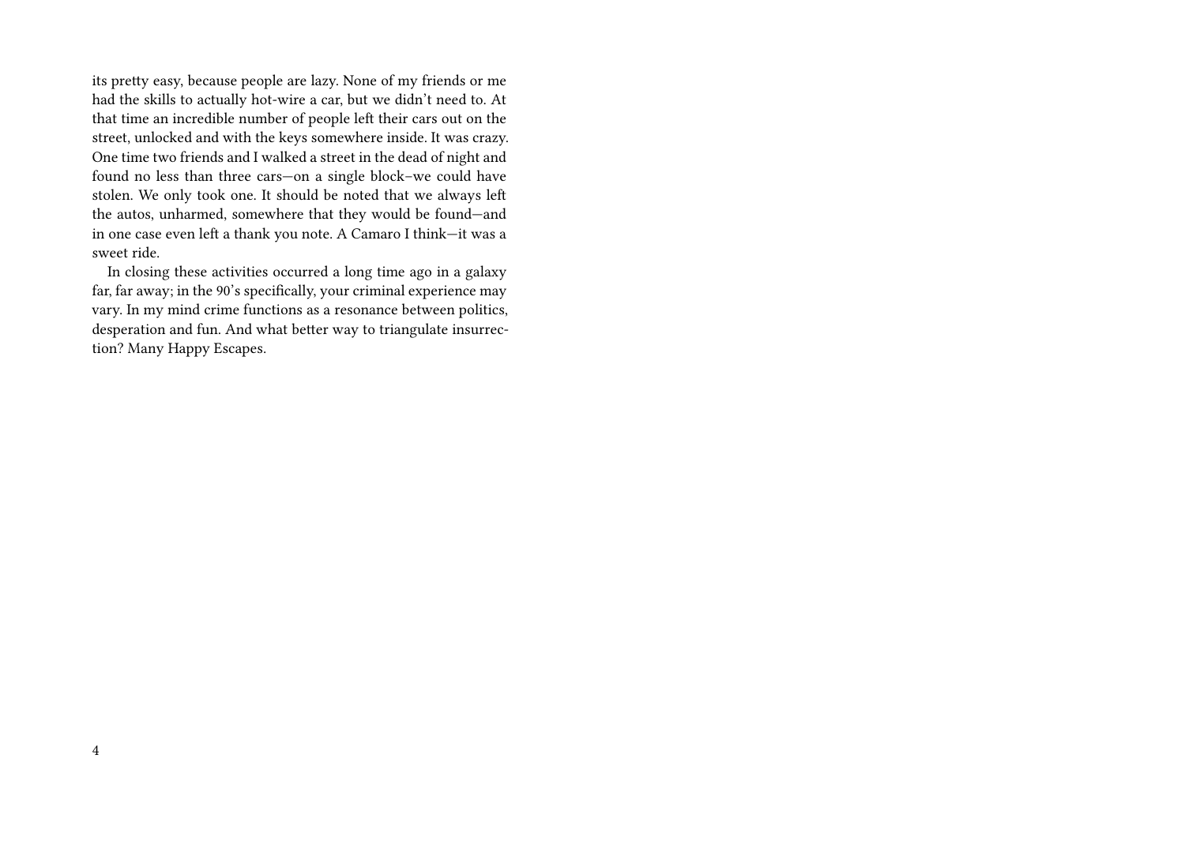its pretty easy, because people are lazy. None of my friends or me had the skills to actually hot-wire a car, but we didn't need to. At that time an incredible number of people left their cars out on the street, unlocked and with the keys somewhere inside. It was crazy. One time two friends and I walked a street in the dead of night and found no less than three cars—on a single block–we could have stolen. We only took one. It should be noted that we always left the autos, unharmed, somewhere that they would be found—and in one case even left a thank you note. A Camaro I think—it was a sweet ride.

In closing these activities occurred a long time ago in a galaxy far, far away; in the 90's specifically, your criminal experience may vary. In my mind crime functions as a resonance between politics, desperation and fun. And what better way to triangulate insurrection? Many Happy Escapes.